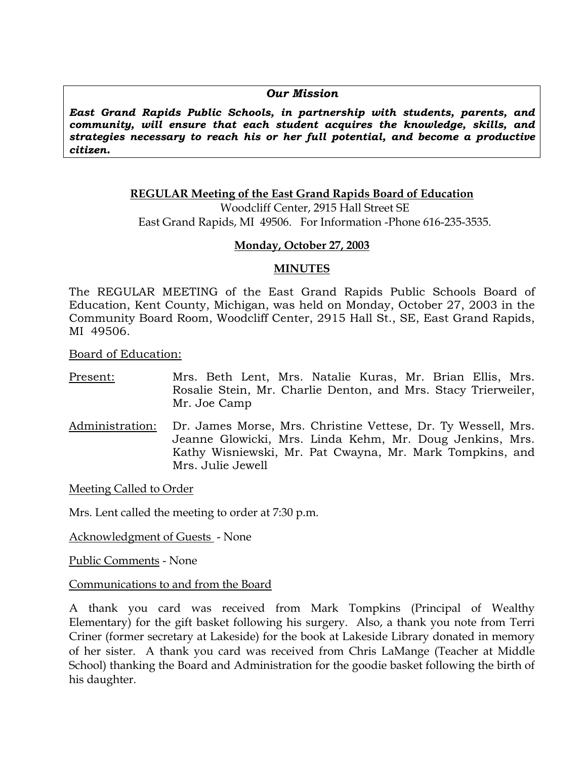***Our Mission***

***East Grand Rapids Public Schools, in partnership with students, parents, and community, will ensure that each student acquires the knowledge, skills, and strategies necessary to reach his or her full potential, and become a productive citizen.***

**REGULAR Meeting of the East Grand Rapids Board of Education**

Woodcliff Center, 2915 Hall Street SE
East Grand Rapids, MI 49506. For Information -Phone 616-235-3535.

**Monday, October 27, 2003**

**MINUTES**

The REGULAR MEETING of the East Grand Rapids Public Schools Board of Education, Kent County, Michigan, was held on Monday, October 27, 2003 in the Community Board Room, Woodcliff Center, 2915 Hall St., SE, East Grand Rapids, MI 49506.

Board of Education:

Present: Mrs. Beth Lent, Mrs. Natalie Kuras, Mr. Brian Ellis, Mrs. Rosalie Stein, Mr. Charlie Denton, and Mrs. Stacy Trierweiler, Mr. Joe Camp

Administration: Dr. James Morse, Mrs. Christine Vettese, Dr. Ty Wessell, Mrs. Jeanne Glowicki, Mrs. Linda Kehm, Mr. Doug Jenkins, Mrs. Kathy Wisniewski, Mr. Pat Cwayna, Mr. Mark Tompkins, and Mrs. Julie Jewell

Meeting Called to Order

Mrs. Lent called the meeting to order at 7:30 p.m.

Acknowledgment of Guests - None

Public Comments - None

Communications to and from the Board

A thank you card was received from Mark Tompkins (Principal of Wealthy Elementary) for the gift basket following his surgery. Also, a thank you note from Terri Criner (former secretary at Lakeside) for the book at Lakeside Library donated in memory of her sister. A thank you card was received from Chris LaMange (Teacher at Middle School) thanking the Board and Administration for the goodie basket following the birth of his daughter.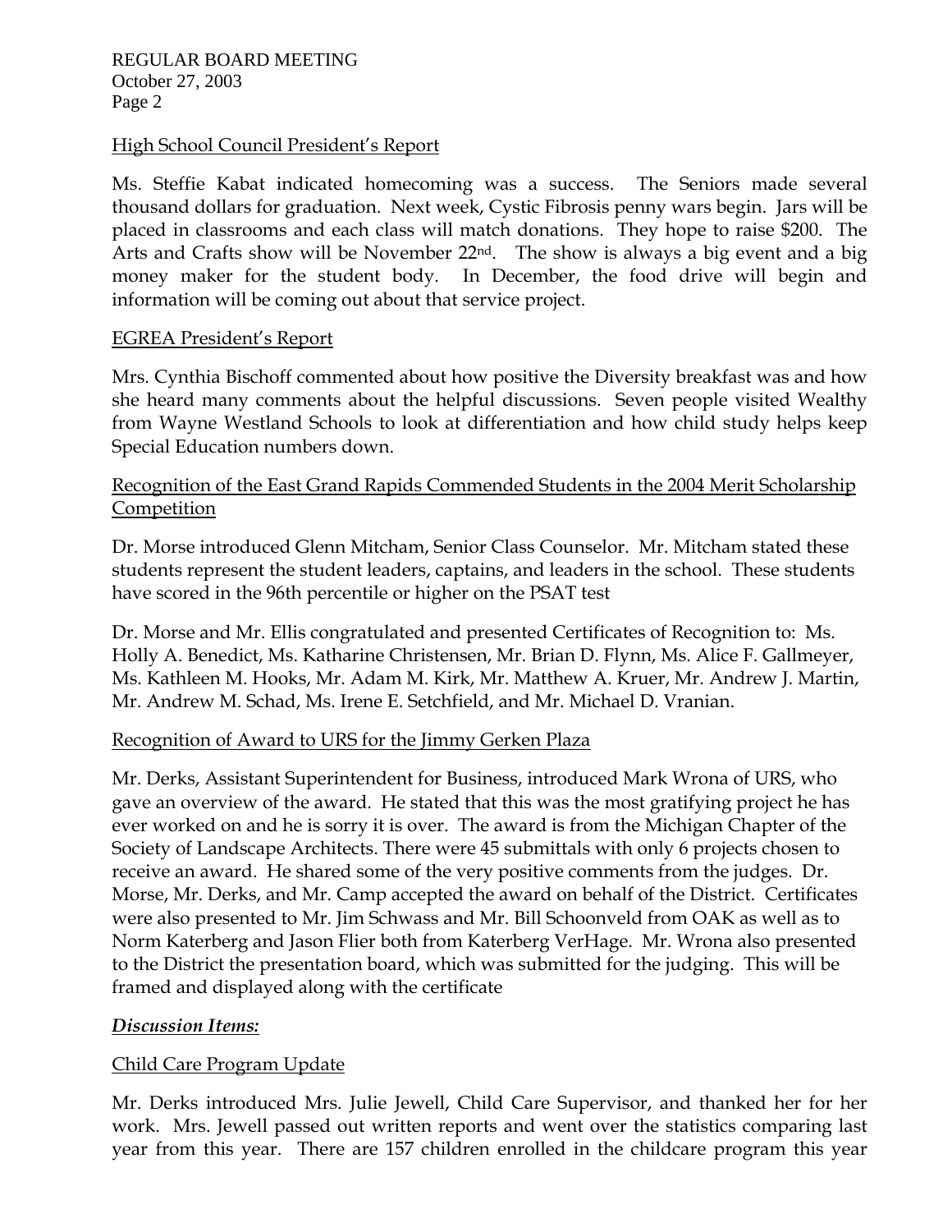High School Council President's Report

Ms. Steffie Kabat indicated homecoming was a success. The Seniors made several thousand dollars for graduation. Next week, Cystic Fibrosis penny wars begin. Jars will be placed in classrooms and each class will match donations. They hope to raise $200. The Arts and Crafts show will be November 22nd. The show is always a big event and a big money maker for the student body. In December, the food drive will begin and information will be coming out about that service project.

EGREA President's Report

Mrs. Cynthia Bischoff commented about how positive the Diversity breakfast was and how she heard many comments about the helpful discussions. Seven people visited Wealthy from Wayne Westland Schools to look at differentiation and how child study helps keep Special Education numbers down.

Recognition of the East Grand Rapids Commended Students in the 2004 Merit Scholarship Competition

Dr. Morse introduced Glenn Mitcham, Senior Class Counselor. Mr. Mitcham stated these students represent the student leaders, captains, and leaders in the school. These students have scored in the 96th percentile or higher on the PSAT test

Dr. Morse and Mr. Ellis congratulated and presented Certificates of Recognition to: Ms. Holly A. Benedict, Ms. Katharine Christensen, Mr. Brian D. Flynn, Ms. Alice F. Gallmeyer, Ms. Kathleen M. Hooks, Mr. Adam M. Kirk, Mr. Matthew A. Kruer, Mr. Andrew J. Martin, Mr. Andrew M. Schad, Ms. Irene E. Setchfield, and Mr. Michael D. Vranian.

Recognition of Award to URS for the Jimmy Gerken Plaza

Mr. Derks, Assistant Superintendent for Business, introduced Mark Wrona of URS, who gave an overview of the award. He stated that this was the most gratifying project he has ever worked on and he is sorry it is over. The award is from the Michigan Chapter of the Society of Landscape Architects. There were 45 submittals with only 6 projects chosen to receive an award. He shared some of the very positive comments from the judges. Dr. Morse, Mr. Derks, and Mr. Camp accepted the award on behalf of the District. Certificates were also presented to Mr. Jim Schwass and Mr. Bill Schoonveld from OAK as well as to Norm Katerberg and Jason Flier both from Katerberg VerHage. Mr. Wrona also presented to the District the presentation board, which was submitted for the judging. This will be framed and displayed along with the certificate

***Discussion Items:***

Child Care Program Update

Mr. Derks introduced Mrs. Julie Jewell, Child Care Supervisor, and thanked her for her work. Mrs. Jewell passed out written reports and went over the statistics comparing last year from this year. There are 157 children enrolled in the childcare program this year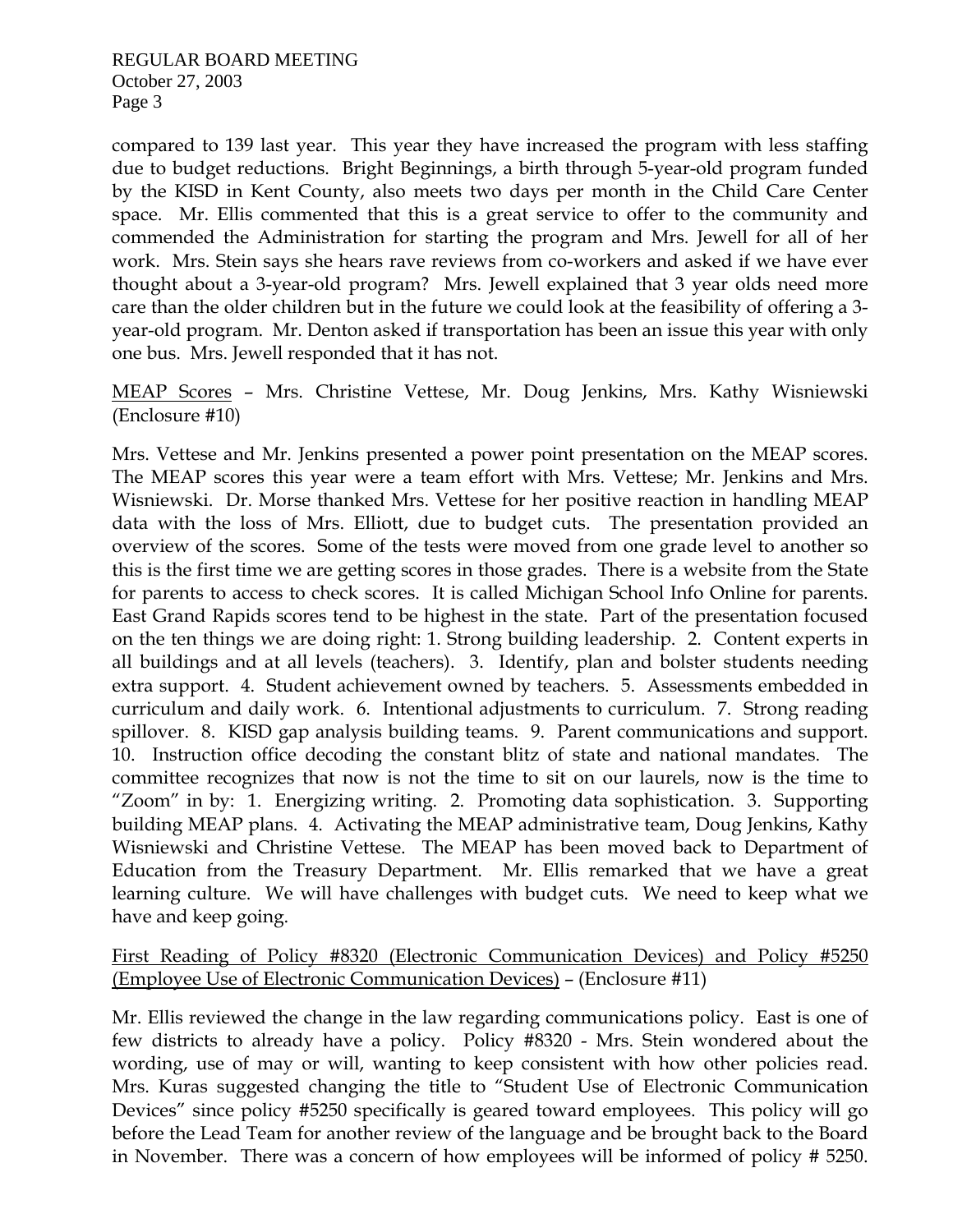compared to 139 last year. This year they have increased the program with less staffing due to budget reductions. Bright Beginnings, a birth through 5-year-old program funded by the KISD in Kent County, also meets two days per month in the Child Care Center space. Mr. Ellis commented that this is a great service to offer to the community and commended the Administration for starting the program and Mrs. Jewell for all of her work. Mrs. Stein says she hears rave reviews from co-workers and asked if we have ever thought about a 3-year-old program? Mrs. Jewell explained that 3 year olds need more care than the older children but in the future we could look at the feasibility of offering a 3-year-old program. Mr. Denton asked if transportation has been an issue this year with only one bus. Mrs. Jewell responded that it has not.

<u>MEAP Scores</u> – Mrs. Christine Vettese, Mr. Doug Jenkins, Mrs. Kathy Wisniewski (Enclosure #10)

Mrs. Vettese and Mr. Jenkins presented a power point presentation on the MEAP scores. The MEAP scores this year were a team effort with Mrs. Vettese; Mr. Jenkins and Mrs. Wisniewski. Dr. Morse thanked Mrs. Vettese for her positive reaction in handling MEAP data with the loss of Mrs. Elliott, due to budget cuts. The presentation provided an overview of the scores. Some of the tests were moved from one grade level to another so this is the first time we are getting scores in those grades. There is a website from the State for parents to access to check scores. It is called Michigan School Info Online for parents. East Grand Rapids scores tend to be highest in the state. Part of the presentation focused on the ten things we are doing right: 1. Strong building leadership. 2. Content experts in all buildings and at all levels (teachers). 3. Identify, plan and bolster students needing extra support. 4. Student achievement owned by teachers. 5. Assessments embedded in curriculum and daily work. 6. Intentional adjustments to curriculum. 7. Strong reading spillover. 8. KISD gap analysis building teams. 9. Parent communications and support. 10. Instruction office decoding the constant blitz of state and national mandates. The committee recognizes that now is not the time to sit on our laurels, now is the time to "Zoom" in by: 1. Energizing writing. 2. Promoting data sophistication. 3. Supporting building MEAP plans. 4. Activating the MEAP administrative team, Doug Jenkins, Kathy Wisniewski and Christine Vettese. The MEAP has been moved back to Department of Education from the Treasury Department. Mr. Ellis remarked that we have a great learning culture. We will have challenges with budget cuts. We need to keep what we have and keep going.

<u>First Reading of Policy #8320 (Electronic Communication Devices) and Policy #5250 (Employee Use of Electronic Communication Devices)</u> – (Enclosure #11)

Mr. Ellis reviewed the change in the law regarding communications policy. East is one of few districts to already have a policy. Policy #8320 - Mrs. Stein wondered about the wording, use of may or will, wanting to keep consistent with how other policies read. Mrs. Kuras suggested changing the title to "Student Use of Electronic Communication Devices" since policy #5250 specifically is geared toward employees. This policy will go before the Lead Team for another review of the language and be brought back to the Board in November. There was a concern of how employees will be informed of policy # 5250.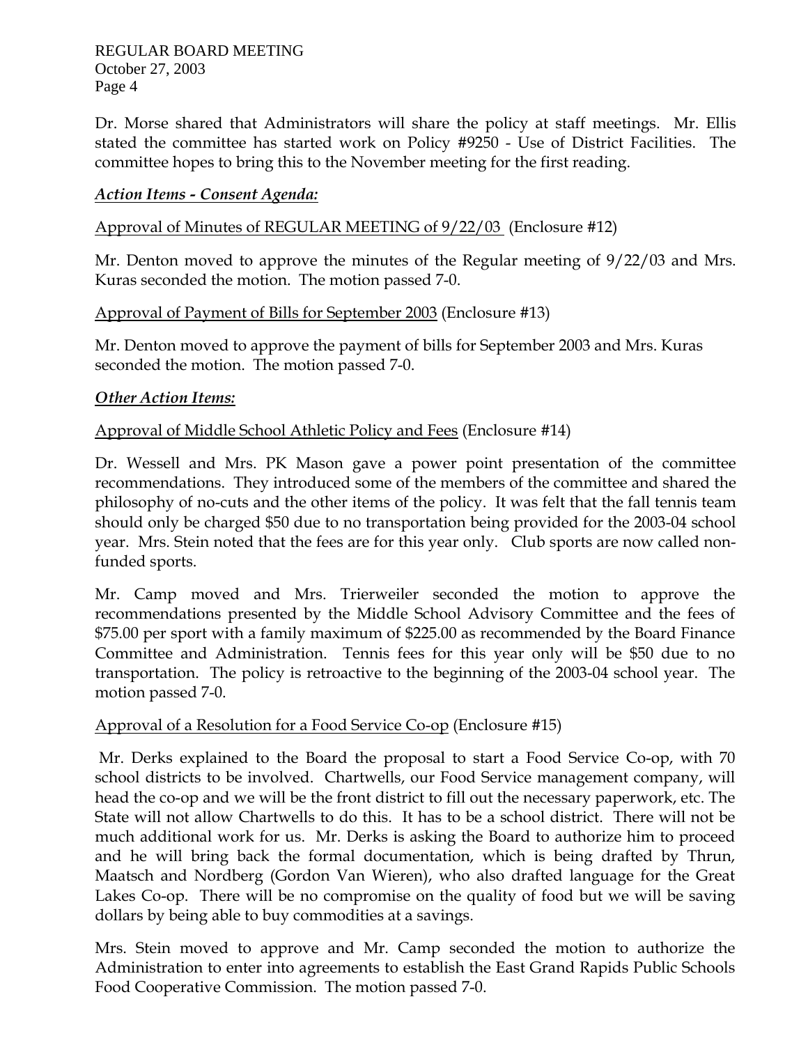Dr. Morse shared that Administrators will share the policy at staff meetings. Mr. Ellis stated the committee has started work on Policy #9250 - Use of District Facilities. The committee hopes to bring this to the November meeting for the first reading.

***Action Items - Consent Agenda:***

Approval of Minutes of REGULAR MEETING of 9/22/03 (Enclosure #12)

Mr. Denton moved to approve the minutes of the Regular meeting of 9/22/03 and Mrs. Kuras seconded the motion. The motion passed 7-0.

Approval of Payment of Bills for September 2003 (Enclosure #13)

Mr. Denton moved to approve the payment of bills for September 2003 and Mrs. Kuras seconded the motion. The motion passed 7-0.

***Other Action Items:***

Approval of Middle School Athletic Policy and Fees (Enclosure #14)

Dr. Wessell and Mrs. PK Mason gave a power point presentation of the committee recommendations. They introduced some of the members of the committee and shared the philosophy of no-cuts and the other items of the policy. It was felt that the fall tennis team should only be charged $50 due to no transportation being provided for the 2003-04 school year. Mrs. Stein noted that the fees are for this year only. Club sports are now called non-funded sports.

Mr. Camp moved and Mrs. Trierweiler seconded the motion to approve the recommendations presented by the Middle School Advisory Committee and the fees of $75.00 per sport with a family maximum of $225.00 as recommended by the Board Finance Committee and Administration. Tennis fees for this year only will be $50 due to no transportation. The policy is retroactive to the beginning of the 2003-04 school year. The motion passed 7-0.

Approval of a Resolution for a Food Service Co-op (Enclosure #15)

Mr. Derks explained to the Board the proposal to start a Food Service Co-op, with 70 school districts to be involved. Chartwells, our Food Service management company, will head the co-op and we will be the front district to fill out the necessary paperwork, etc. The State will not allow Chartwells to do this. It has to be a school district. There will not be much additional work for us. Mr. Derks is asking the Board to authorize him to proceed and he will bring back the formal documentation, which is being drafted by Thrun, Maatsch and Nordberg (Gordon Van Wieren), who also drafted language for the Great Lakes Co-op. There will be no compromise on the quality of food but we will be saving dollars by being able to buy commodities at a savings.

Mrs. Stein moved to approve and Mr. Camp seconded the motion to authorize the Administration to enter into agreements to establish the East Grand Rapids Public Schools Food Cooperative Commission. The motion passed 7-0.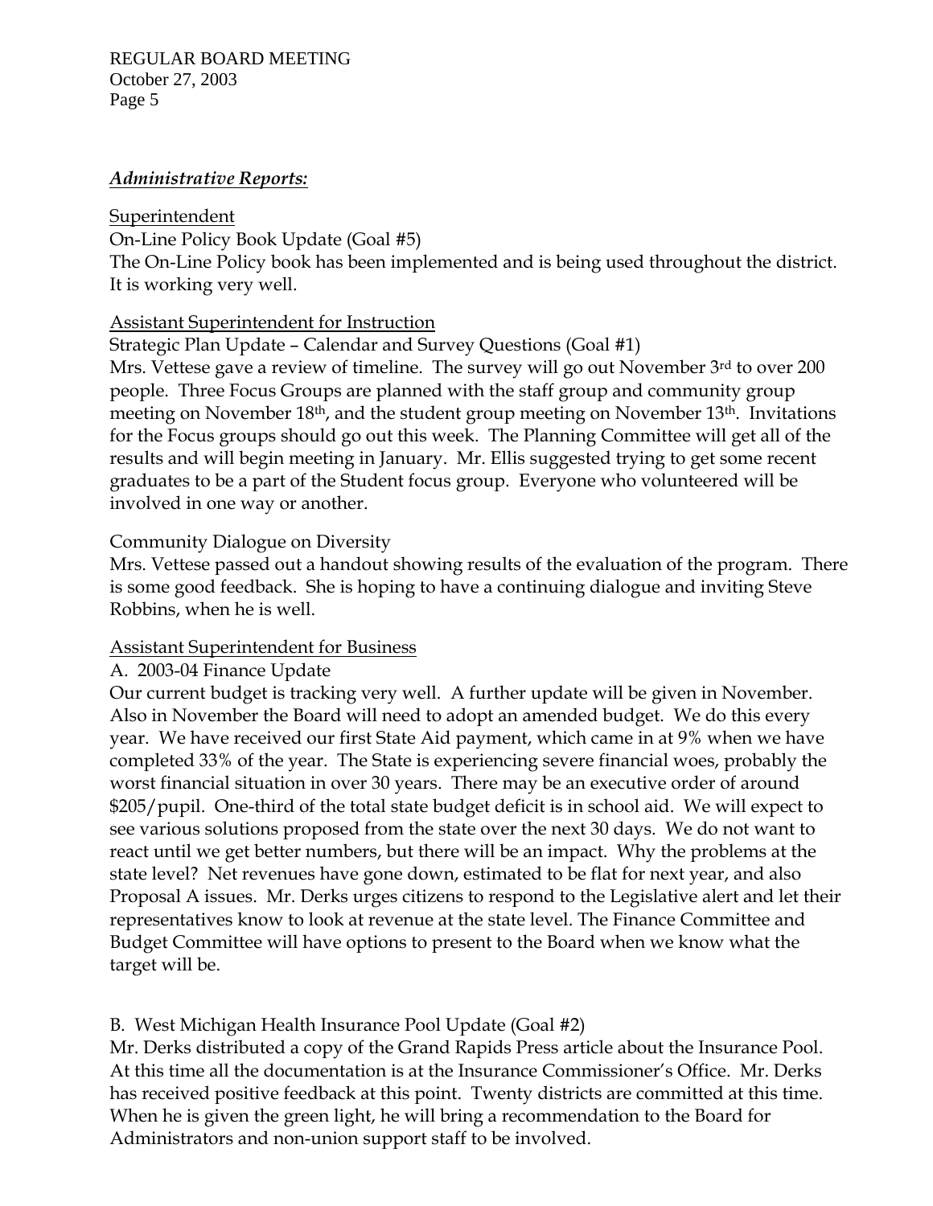## ***Administrative Reports:***

Superintendent

On-Line Policy Book Update (Goal #5)

The On-Line Policy book has been implemented and is being used throughout the district. It is working very well.

Assistant Superintendent for Instruction

Strategic Plan Update – Calendar and Survey Questions (Goal #1)

Mrs. Vettese gave a review of timeline. The survey will go out November 3rd to over 200 people. Three Focus Groups are planned with the staff group and community group meeting on November 18th, and the student group meeting on November 13th. Invitations for the Focus groups should go out this week. The Planning Committee will get all of the results and will begin meeting in January. Mr. Ellis suggested trying to get some recent graduates to be a part of the Student focus group. Everyone who volunteered will be involved in one way or another.

Community Dialogue on Diversity

Mrs. Vettese passed out a handout showing results of the evaluation of the program. There is some good feedback. She is hoping to have a continuing dialogue and inviting Steve Robbins, when he is well.

Assistant Superintendent for Business

A. 2003-04 Finance Update

Our current budget is tracking very well. A further update will be given in November. Also in November the Board will need to adopt an amended budget. We do this every year. We have received our first State Aid payment, which came in at 9% when we have completed 33% of the year. The State is experiencing severe financial woes, probably the worst financial situation in over 30 years. There may be an executive order of around $205/pupil. One-third of the total state budget deficit is in school aid. We will expect to see various solutions proposed from the state over the next 30 days. We do not want to react until we get better numbers, but there will be an impact. Why the problems at the state level? Net revenues have gone down, estimated to be flat for next year, and also Proposal A issues. Mr. Derks urges citizens to respond to the Legislative alert and let their representatives know to look at revenue at the state level. The Finance Committee and Budget Committee will have options to present to the Board when we know what the target will be.

B. West Michigan Health Insurance Pool Update (Goal #2)

Mr. Derks distributed a copy of the Grand Rapids Press article about the Insurance Pool. At this time all the documentation is at the Insurance Commissioner's Office. Mr. Derks has received positive feedback at this point. Twenty districts are committed at this time. When he is given the green light, he will bring a recommendation to the Board for Administrators and non-union support staff to be involved.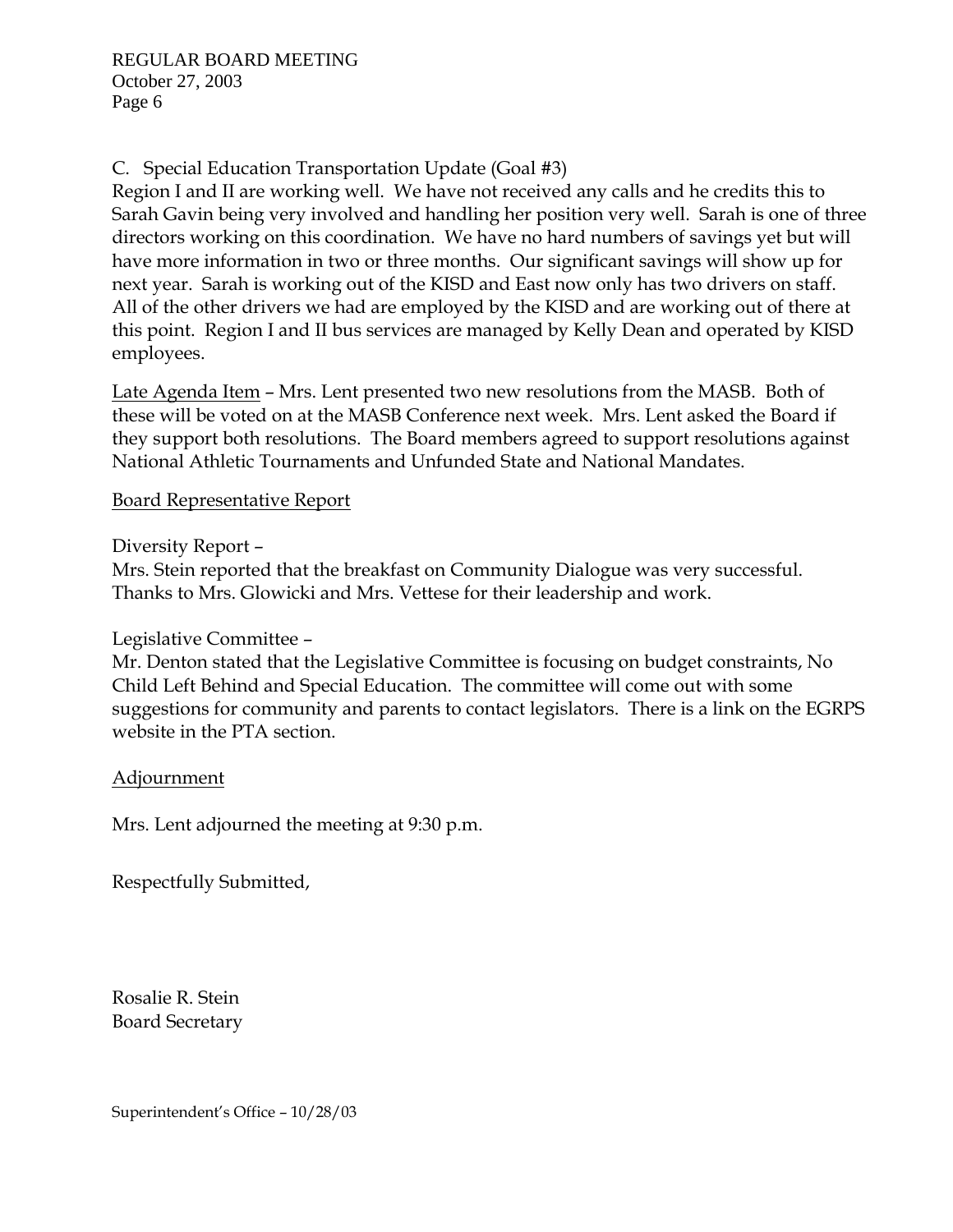C. Special Education Transportation Update (Goal #3)

Region I and II are working well. We have not received any calls and he credits this to Sarah Gavin being very involved and handling her position very well. Sarah is one of three directors working on this coordination. We have no hard numbers of savings yet but will have more information in two or three months. Our significant savings will show up for next year. Sarah is working out of the KISD and East now only has two drivers on staff. All of the other drivers we had are employed by the KISD and are working out of there at this point. Region I and II bus services are managed by Kelly Dean and operated by KISD employees.

Late Agenda Item – Mrs. Lent presented two new resolutions from the MASB. Both of these will be voted on at the MASB Conference next week. Mrs. Lent asked the Board if they support both resolutions. The Board members agreed to support resolutions against National Athletic Tournaments and Unfunded State and National Mandates.

Board Representative Report

Diversity Report –

Mrs. Stein reported that the breakfast on Community Dialogue was very successful. Thanks to Mrs. Glowicki and Mrs. Vettese for their leadership and work.

Legislative Committee –

Mr. Denton stated that the Legislative Committee is focusing on budget constraints, No Child Left Behind and Special Education. The committee will come out with some suggestions for community and parents to contact legislators. There is a link on the EGRPS website in the PTA section.

Adjournment

Mrs. Lent adjourned the meeting at 9:30 p.m.

Respectfully Submitted,

Rosalie R. Stein
Board Secretary

Superintendent's Office – 10/28/03